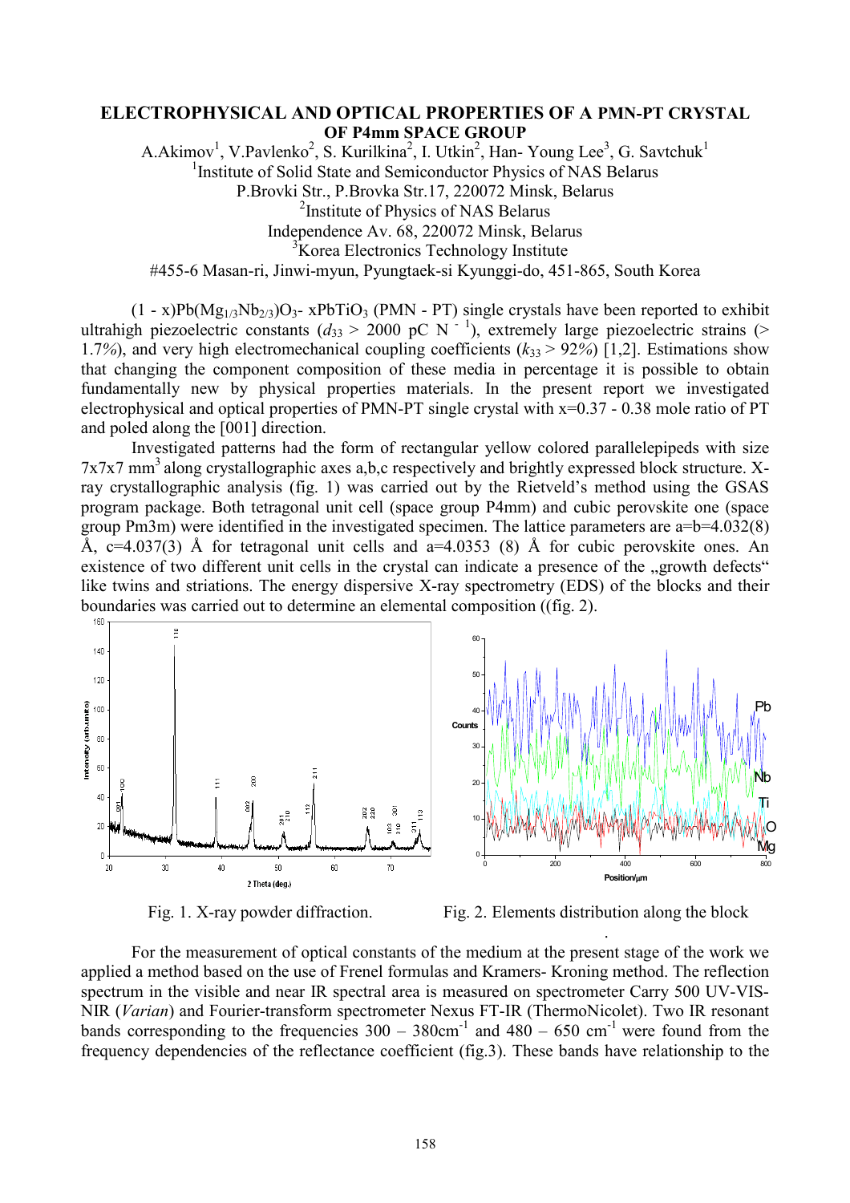# ELECTROPHYSICAL AND OPTICAL PROPERTIES OF A PMN-PT CRYSTAL OF P4mm SPACE GROUP

A.Akimov[1], V.Pavlenko[2], S. Kurilkina[2], I. Utkin[2], Han- Young Lee[3], G. Savtchuk[1]

[1]Institute of Solid State and Semiconductor Physics of NAS Belarus
P.Brovki Str., P.Brovka Str.17, 220072 Minsk, Belarus

[2]Institute of Physics of NAS Belarus
Independence Av. 68, 220072 Minsk, Belarus

[3]Korea Electronics Technology Institute
#455-6 Masan-ri, Jinwi-myun, Pyungtaek-si Kyunggi-do, 451-865, South Korea

$(1 - x)Pb(Mg_{1/3}Nb_{2/3})O_3$- $xPbTiO_3$ (PMN - PT) single crystals have been reported to exhibit ultrahigh piezoelectric constants ($d_{33}$ > 2000 pC $N^{-1}$), extremely large piezoelectric strains (> 1.7%), and very high electromechanical coupling coefficients ($k_{33}$ > 92%) [1,2]. Estimations show that changing the component composition of these media in percentage it is possible to obtain fundamentally new by physical properties materials. In the present report we investigated electrophysical and optical properties of PMN-PT single crystal with x=0.37 - 0.38 mole ratio of PT and poled along the [001] direction.

Investigated patterns had the form of rectangular yellow colored parallelepipeds with size 7x7x7 $mm^3$ along crystallographic axes a,b,c respectively and brightly expressed block structure. X-ray crystallographic analysis (fig. 1) was carried out by the Rietveld's method using the GSAS program package. Both tetragonal unit cell (space group P4mm) and cubic perovskite one (space group Pm3m) were identified in the investigated specimen. The lattice parameters are a=b=4.032(8) Å, c=4.037(3) Å for tetragonal unit cells and a=4.0353 (8) Å for cubic perovskite ones. An existence of two different unit cells in the crystal can indicate a presence of the „growth defects" like twins and striations. The energy dispersive X-ray spectrometry (EDS) of the blocks and their boundaries was carried out to determine an elemental composition ((fig. 2).

Fig. 1. X-ray powder diffraction.

Fig. 2. Elements distribution along the block

For the measurement of optical constants of the medium at the present stage of the work we applied a method based on the use of Frenel formulas and Kramers- Kroning method. The reflection spectrum in the visible and near IR spectral area is measured on spectrometer Carry 500 UV-VIS-NIR (*Varian*) and Fourier-transform spectrometer Nexus FT-IR (ThermoNicolet). Two IR resonant bands corresponding to the frequencies 300 – 380$cm^{-1}$ and 480 – 650 $cm^{-1}$ were found from the frequency dependencies of the reflectance coefficient (fig.3). These bands have relationship to the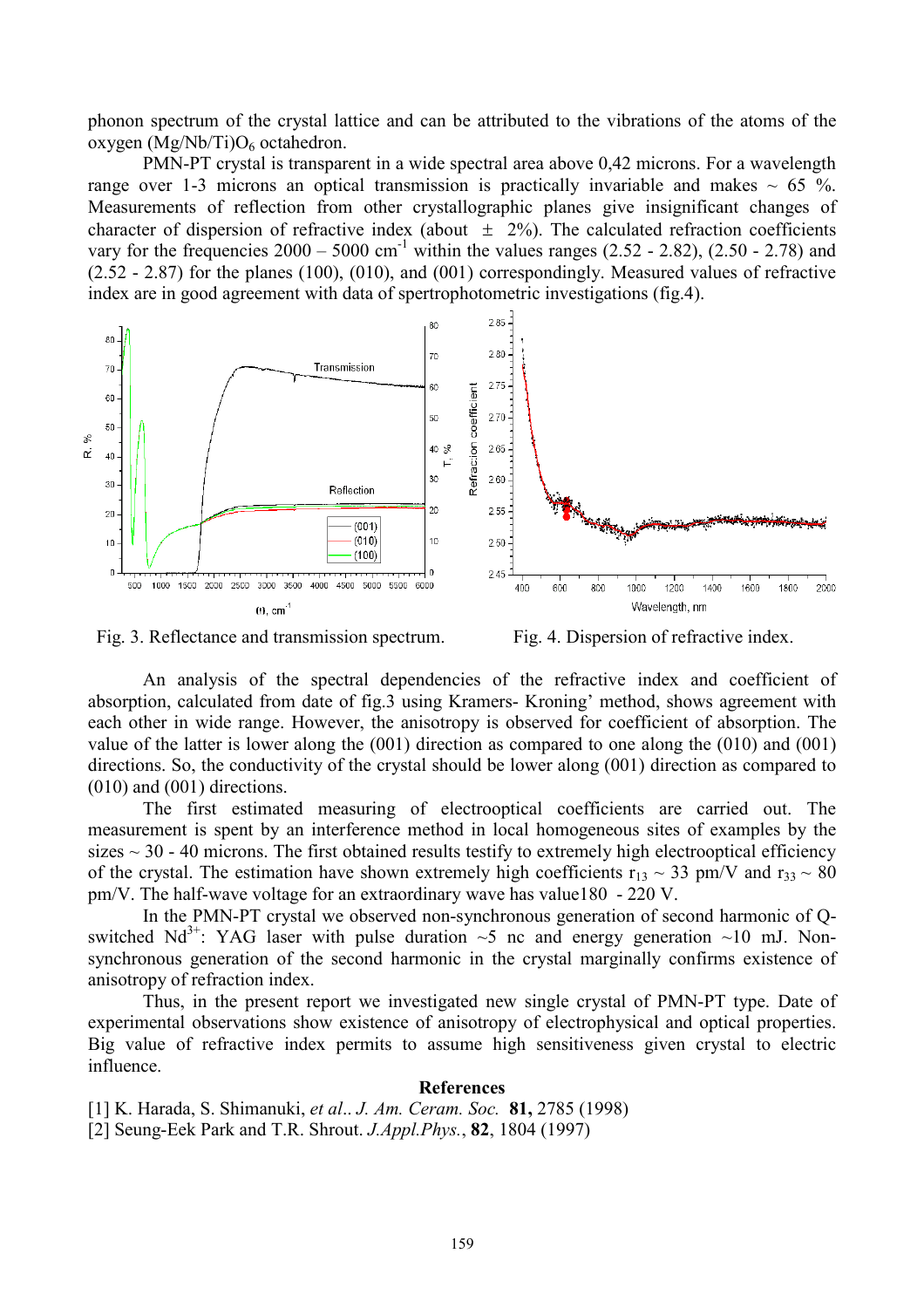phonon spectrum of the crystal lattice and can be attributed to the vibrations of the atoms of the oxygen $(Mg/Nb/Ti)O_6$ octahedron.

PMN-PT crystal is transparent in a wide spectral area above 0,42 microns. For a wavelength range over 1-3 microns an optical transmission is practically invariable and makes ~ 65 %. Measurements of reflection from other crystallographic planes give insignificant changes of character of dispersion of refractive index (about ± 2%). The calculated refraction coefficients vary for the frequencies 2000 – 5000 $cm^{-1}$ within the values ranges (2.52 - 2.82), (2.50 - 2.78) and (2.52 - 2.87) for the planes (100), (010), and (001) correspondingly. Measured values of refractive index are in good agreement with data of spertrophotometric investigations (fig.4).

R, %
T, %
Transmission
Reflection
(001)
(010)
(100)
ω, cm⁻¹

Fig. 3. Reflectance and transmission spectrum.

Refraction coefficient
Wavelength, nm

Fig. 4. Dispersion of refractive index.

An analysis of the spectral dependencies of the refractive index and coefficient of absorption, calculated from date of fig.3 using Kramers- Kroning' method, shows agreement with each other in wide range. However, the anisotropy is observed for coefficient of absorption. The value of the latter is lower along the (001) direction as compared to one along the (010) and (001) directions. So, the conductivity of the crystal should be lower along (001) direction as compared to (010) and (001) directions.

The first estimated measuring of electrooptical coefficients are carried out. The measurement is spent by an interference method in local homogeneous sites of examples by the sizes ~ 30 - 40 microns. The first obtained results testify to extremely high electrooptical efficiency of the crystal. The estimation have shown extremely high coefficients $r_{13}$ ~ 33 pm/V and $r_{33}$ ~ 80 pm/V. The half-wave voltage for an extraordinary wave has value180 - 220 V.

In the PMN-PT crystal we observed non-synchronous generation of second harmonic of Q-switched $Nd^{3+}$: YAG laser with pulse duration ~5 nc and energy generation ~10 mJ. Non-synchronous generation of the second harmonic in the crystal marginally confirms existence of anisotropy of refraction index.

Thus, in the present report we investigated new single crystal of PMN-PT type. Date of experimental observations show existence of anisotropy of electrophysical and optical properties. Big value of refractive index permits to assume high sensitiveness given crystal to electric influence.

**References**

[1] K. Harada, S. Shimanuki, *et al.*. *J. Am. Ceram. Soc.* **81,** 2785 (1998)

[2] Seung-Eek Park and T.R. Shrout. *J.Appl.Phys.*, **82**, 1804 (1997)